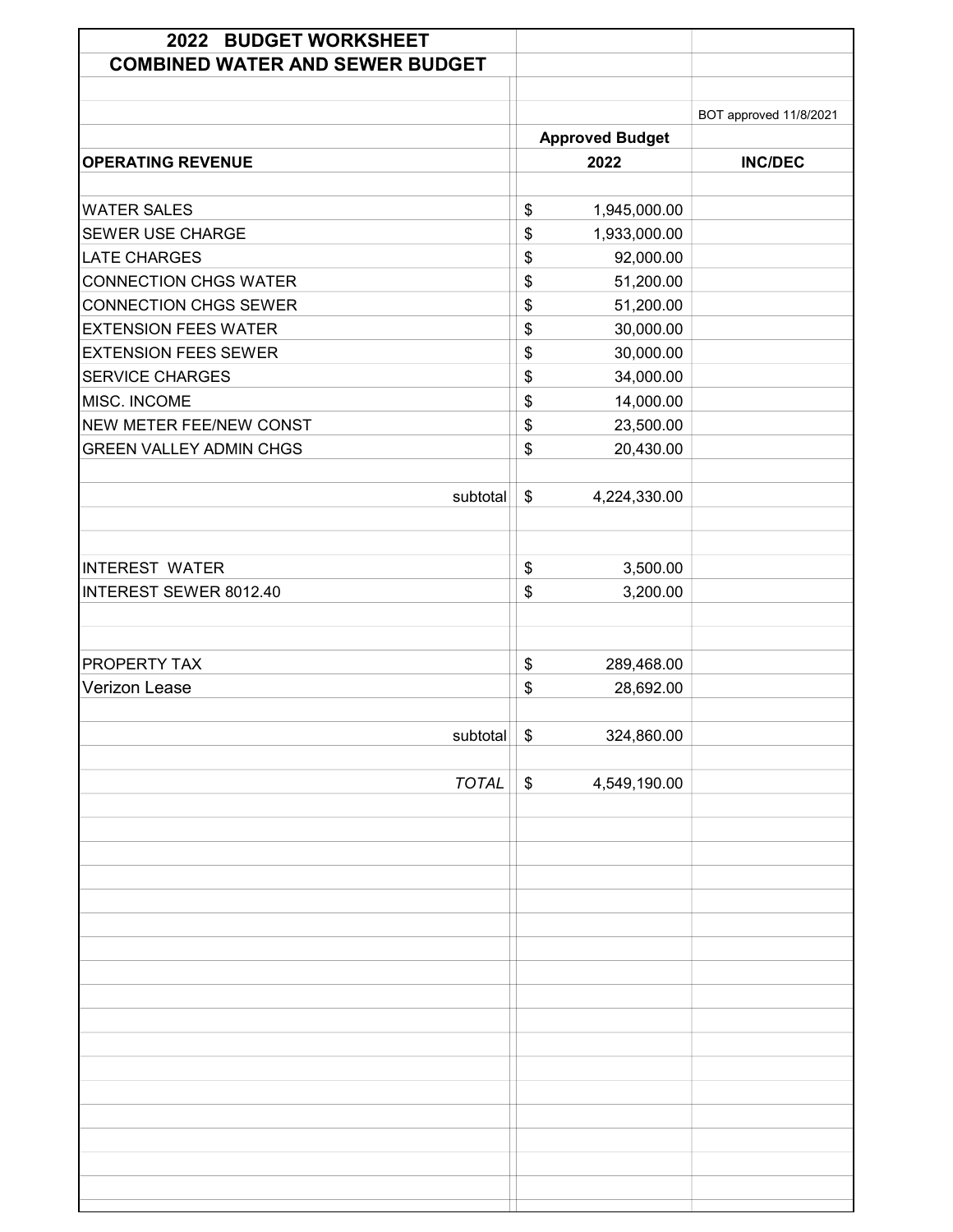# 2022 BUDGET WORKSHEET

## COMBINED WATER AND SEWER BUDGET

| | | BOT approved 11/8/2021 |
|---|---|---|
| | **Approved Budget** | |
| **OPERATING REVENUE** | **2022** | **INC/DEC** |
| | | |
| WATER SALES | $ 1,945,000.00 | |
| SEWER USE CHARGE | $ 1,933,000.00 | |
| LATE CHARGES | $ 92,000.00 | |
| CONNECTION CHGS WATER | $ 51,200.00 | |
| CONNECTION CHGS SEWER | $ 51,200.00 | |
| EXTENSION FEES WATER | $ 30,000.00 | |
| EXTENSION FEES SEWER | $ 30,000.00 | |
| SERVICE CHARGES | $ 34,000.00 | |
| MISC. INCOME | $ 14,000.00 | |
| NEW METER FEE/NEW CONST | $ 23,500.00 | |
| GREEN VALLEY ADMIN CHGS | $ 20,430.00 | |
| | | |
| subtotal | $ 4,224,330.00 | |
| | | |
| INTEREST WATER | $ 3,500.00 | |
| INTEREST SEWER 8012.40 | $ 3,200.00 | |
| | | |
| PROPERTY TAX | $ 289,468.00 | |
| Verizon Lease | $ 28,692.00 | |
| | | |
| subtotal | $ 324,860.00 | |
| | | |
| *TOTAL* | $ 4,549,190.00 | |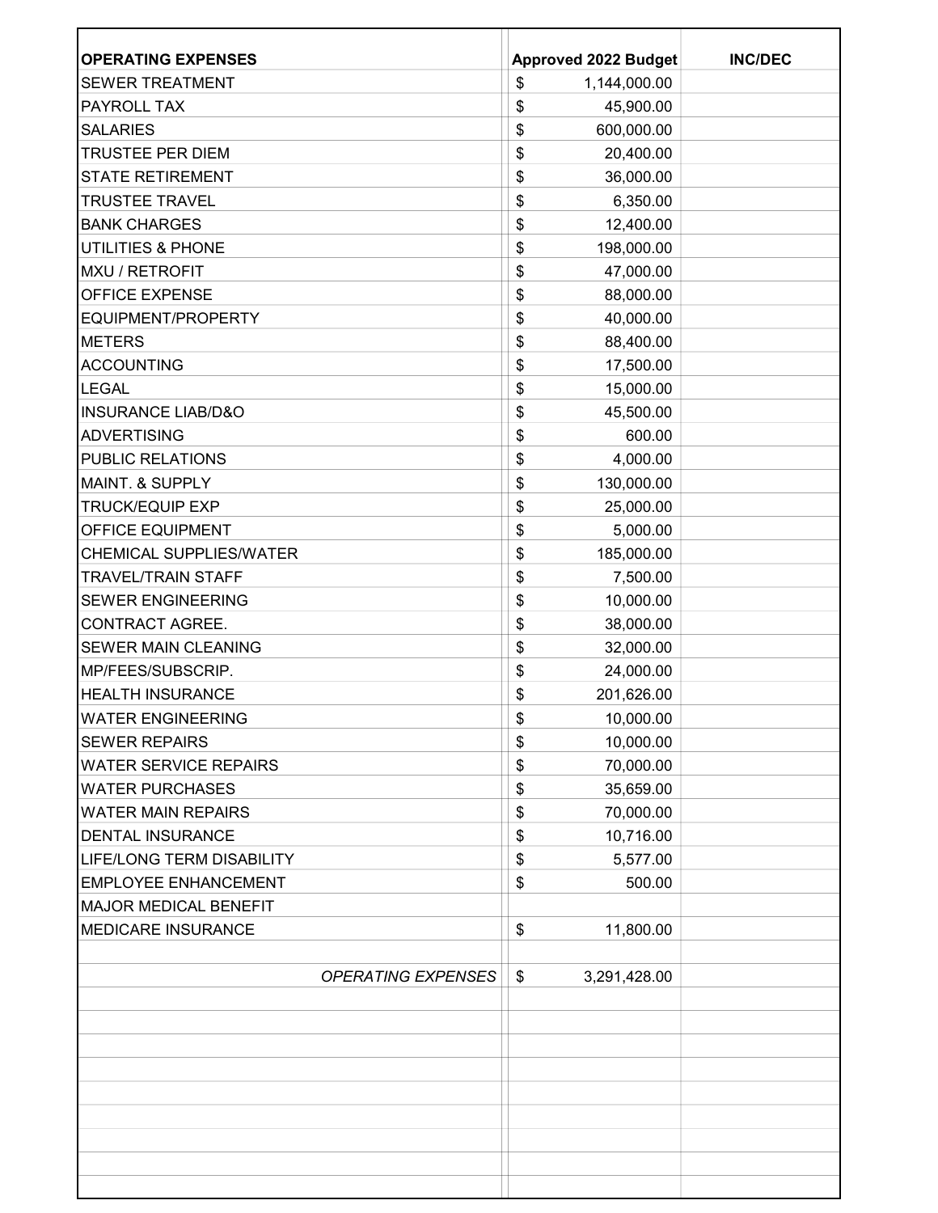| OPERATING EXPENSES | Approved 2022 Budget | INC/DEC |
|---|---|---|
| SEWER TREATMENT | $ 1,144,000.00 | |
| PAYROLL TAX | $ 45,900.00 | |
| SALARIES | $ 600,000.00 | |
| TRUSTEE PER DIEM | $ 20,400.00 | |
| STATE RETIREMENT | $ 36,000.00 | |
| TRUSTEE TRAVEL | $ 6,350.00 | |
| BANK CHARGES | $ 12,400.00 | |
| UTILITIES & PHONE | $ 198,000.00 | |
| MXU / RETROFIT | $ 47,000.00 | |
| OFFICE EXPENSE | $ 88,000.00 | |
| EQUIPMENT/PROPERTY | $ 40,000.00 | |
| METERS | $ 88,400.00 | |
| ACCOUNTING | $ 17,500.00 | |
| LEGAL | $ 15,000.00 | |
| INSURANCE LIAB/D&O | $ 45,500.00 | |
| ADVERTISING | $ 600.00 | |
| PUBLIC RELATIONS | $ 4,000.00 | |
| MAINT. & SUPPLY | $ 130,000.00 | |
| TRUCK/EQUIP EXP | $ 25,000.00 | |
| OFFICE EQUIPMENT | $ 5,000.00 | |
| CHEMICAL SUPPLIES/WATER | $ 185,000.00 | |
| TRAVEL/TRAIN STAFF | $ 7,500.00 | |
| SEWER ENGINEERING | $ 10,000.00 | |
| CONTRACT AGREE. | $ 38,000.00 | |
| SEWER MAIN CLEANING | $ 32,000.00 | |
| MP/FEES/SUBSCRIP. | $ 24,000.00 | |
| HEALTH INSURANCE | $ 201,626.00 | |
| WATER ENGINEERING | $ 10,000.00 | |
| SEWER REPAIRS | $ 10,000.00 | |
| WATER SERVICE REPAIRS | $ 70,000.00 | |
| WATER PURCHASES | $ 35,659.00 | |
| WATER MAIN REPAIRS | $ 70,000.00 | |
| DENTAL INSURANCE | $ 10,716.00 | |
| LIFE/LONG TERM DISABILITY | $ 5,577.00 | |
| EMPLOYEE ENHANCEMENT | $ 500.00 | |
| MAJOR MEDICAL BENEFIT | | |
| MEDICARE INSURANCE | $ 11,800.00 | |
| | | |
| *OPERATING EXPENSES* | $ 3,291,428.00 | |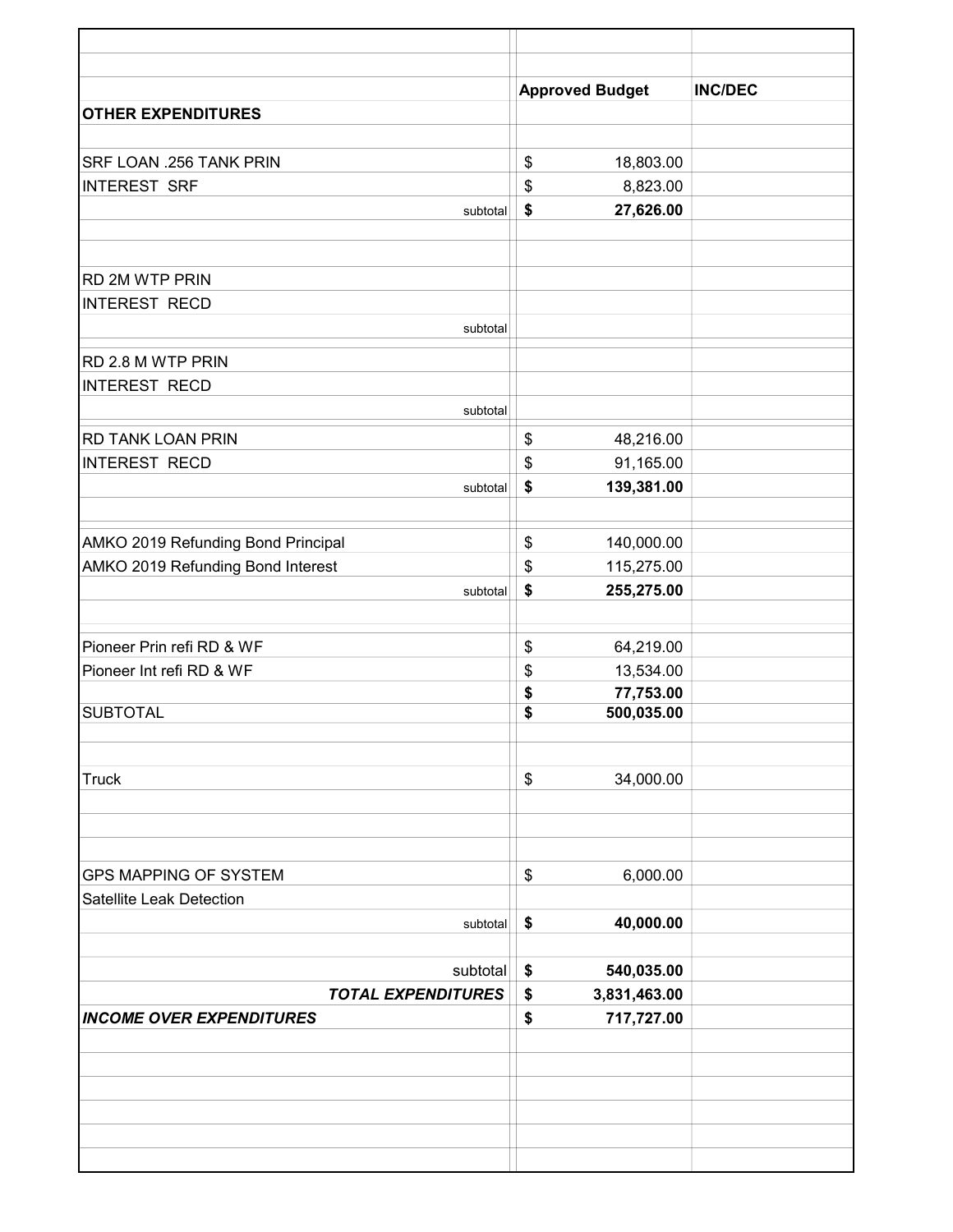| | Approved Budget | INC/DEC |
|---|---|---|
| **OTHER EXPENDITURES** | | |
| | | |
| SRF LOAN .256 TANK PRIN | $ 18,803.00 | |
| INTEREST SRF | $ 8,823.00 | |
| subtotal | **$ 27,626.00** | |
| | | |
| RD 2M WTP PRIN | | |
| INTEREST RECD | | |
| subtotal | | |
| RD 2.8 M WTP PRIN | | |
| INTEREST RECD | | |
| subtotal | | |
| RD TANK LOAN PRIN | $ 48,216.00 | |
| INTEREST RECD | $ 91,165.00 | |
| subtotal | **$ 139,381.00** | |
| | | |
| AMKO 2019 Refunding Bond Principal | $ 140,000.00 | |
| AMKO 2019 Refunding Bond Interest | $ 115,275.00 | |
| subtotal | **$ 255,275.00** | |
| | | |
| Pioneer Prin refi RD & WF | $ 64,219.00 | |
| Pioneer Int refi RD & WF | $ 13,534.00 | |
| | **$ 77,753.00** | |
| SUBTOTAL | **$ 500,035.00** | |
| | | |
| Truck | $ 34,000.00 | |
| | | |
| GPS MAPPING OF SYSTEM | $ 6,000.00 | |
| Satellite Leak Detection | | |
| subtotal | **$ 40,000.00** | |
| | | |
| subtotal | **$ 540,035.00** | |
| ***TOTAL EXPENDITURES*** | **$ 3,831,463.00** | |
| ***INCOME OVER EXPENDITURES*** | **$ 717,727.00** | |